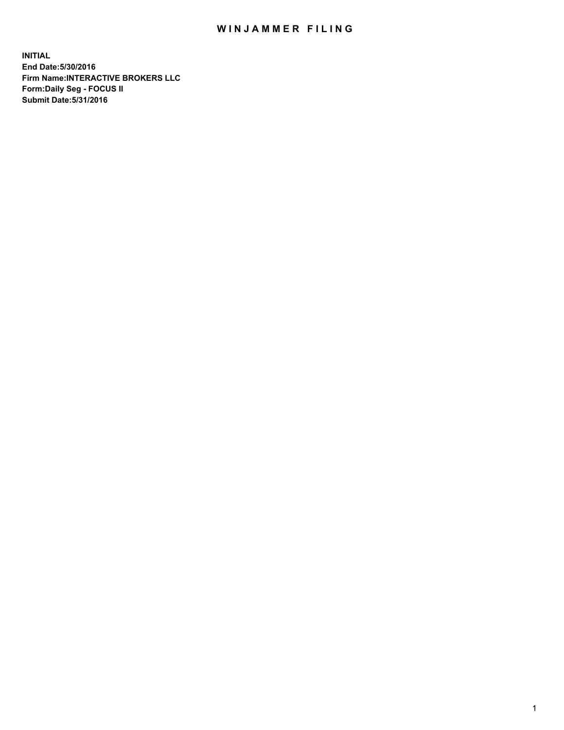# WINJAMMER FILING

**INITIAL**
**End Date:5/30/2016**
**Firm Name:INTERACTIVE BROKERS LLC**
**Form:Daily Seg - FOCUS II**
**Submit Date:5/31/2016**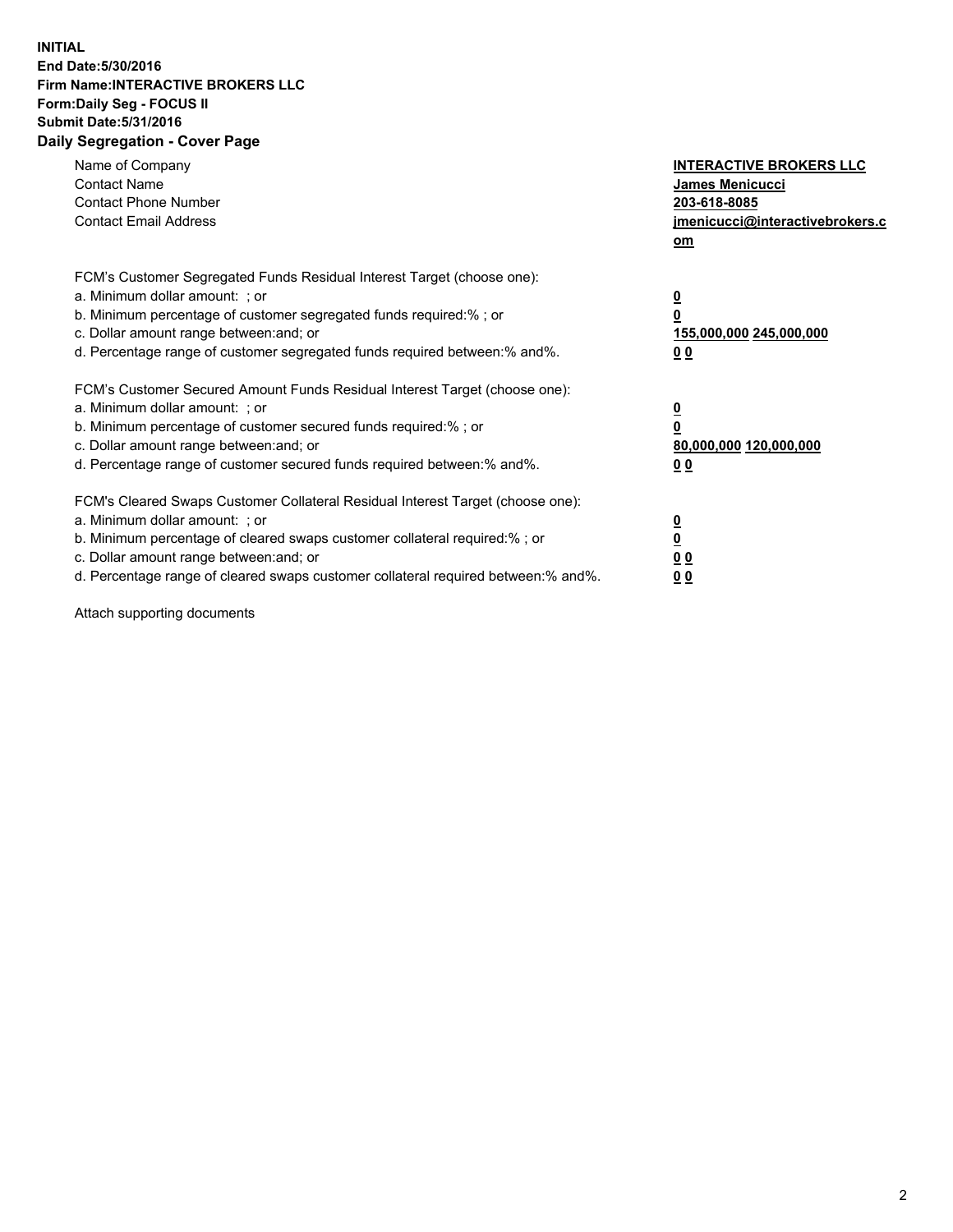**INITIAL**
**End Date:5/30/2016**
**Firm Name:INTERACTIVE BROKERS LLC**
**Form:Daily Seg - FOCUS II**
**Submit Date:5/31/2016**

## Daily Segregation - Cover Page

| | |
|---|---|
| Name of Company | **INTERACTIVE BROKERS LLC** |
| Contact Name | **James Menicucci** |
| Contact Phone Number | **203-618-8085** |
| Contact Email Address | **jmenicucci@interactivebrokers.com** |

FCM's Customer Segregated Funds Residual Interest Target (choose one):

| | |
|---|---|
| a. Minimum dollar amount: ; or | **0** |
| b. Minimum percentage of customer segregated funds required:% ; or | **0** |
| c. Dollar amount range between:and; or | **155,000,000 245,000,000** |
| d. Percentage range of customer segregated funds required between:% and%. | **0 0** |

FCM's Customer Secured Amount Funds Residual Interest Target (choose one):

| | |
|---|---|
| a. Minimum dollar amount: ; or | **0** |
| b. Minimum percentage of customer secured funds required:% ; or | **0** |
| c. Dollar amount range between:and; or | **80,000,000 120,000,000** |
| d. Percentage range of customer secured funds required between:% and%. | **0 0** |

FCM's Cleared Swaps Customer Collateral Residual Interest Target (choose one):

| | |
|---|---|
| a. Minimum dollar amount: ; or | **0** |
| b. Minimum percentage of cleared swaps customer collateral required:% ; or | **0** |
| c. Dollar amount range between:and; or | **0 0** |
| d. Percentage range of cleared swaps customer collateral required between:% and%. | **0 0** |

Attach supporting documents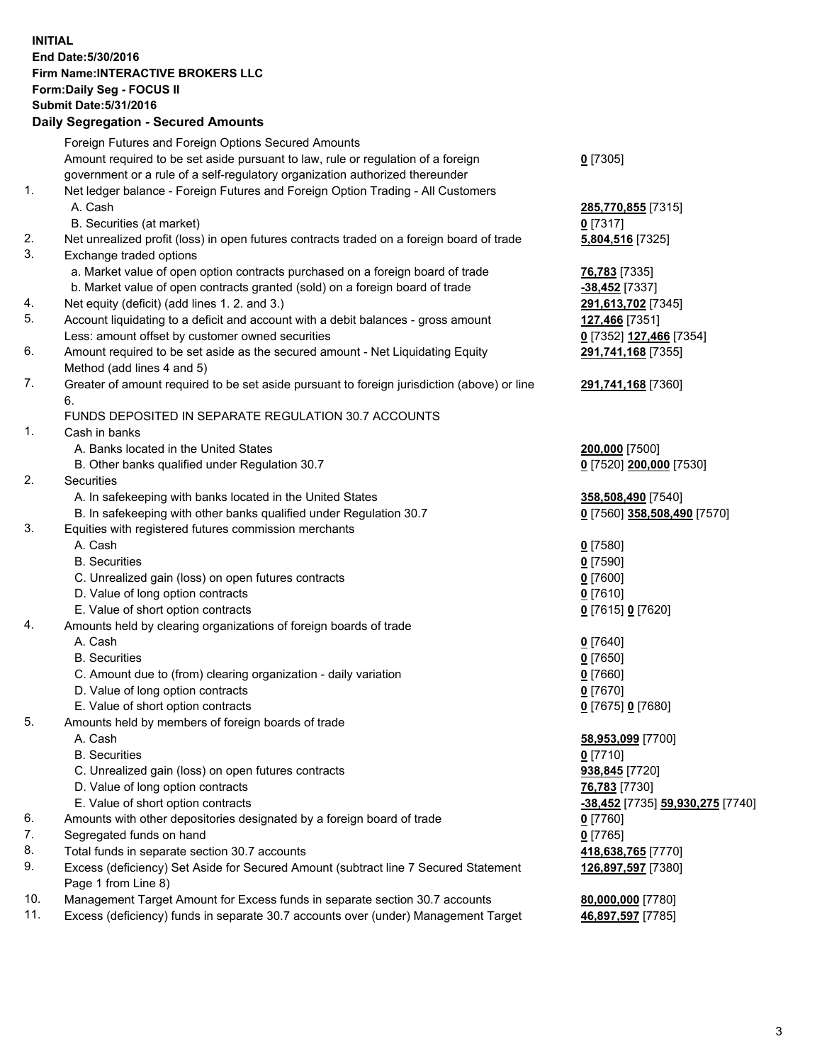**INITIAL**
**End Date:5/30/2016**
**Firm Name:INTERACTIVE BROKERS LLC**
**Form:Daily Seg - FOCUS II**
**Submit Date:5/31/2016**

## Daily Segregation - Secured Amounts

| | | |
|---|---|---|
| | Foreign Futures and Foreign Options Secured Amounts | |
| | Amount required to be set aside pursuant to law, rule or regulation of a foreign government or a rule of a self-regulatory organization authorized thereunder | **0** [7305] |
| 1. | Net ledger balance - Foreign Futures and Foreign Option Trading - All Customers | |
| | A. Cash | **285,770,855** [7315] |
| | B. Securities (at market) | **0** [7317] |
| 2. | Net unrealized profit (loss) in open futures contracts traded on a foreign board of trade | **5,804,516** [7325] |
| 3. | Exchange traded options | |
| | a. Market value of open option contracts purchased on a foreign board of trade | **76,783** [7335] |
| | b. Market value of open contracts granted (sold) on a foreign board of trade | **-38,452** [7337] |
| 4. | Net equity (deficit) (add lines 1. 2. and 3.) | **291,613,702** [7345] |
| 5. | Account liquidating to a deficit and account with a debit balances - gross amount | **127,466** [7351] |
| | Less: amount offset by customer owned securities | **0** [7352] **127,466** [7354] |
| 6. | Amount required to be set aside as the secured amount - Net Liquidating Equity Method (add lines 4 and 5) | **291,741,168** [7355] |
| 7. | Greater of amount required to be set aside pursuant to foreign jurisdiction (above) or line 6. | **291,741,168** [7360] |
| | FUNDS DEPOSITED IN SEPARATE REGULATION 30.7 ACCOUNTS | |
| 1. | Cash in banks | |
| | A. Banks located in the United States | **200,000** [7500] |
| | B. Other banks qualified under Regulation 30.7 | **0** [7520] **200,000** [7530] |
| 2. | Securities | |
| | A. In safekeeping with banks located in the United States | **358,508,490** [7540] |
| | B. In safekeeping with other banks qualified under Regulation 30.7 | **0** [7560] **358,508,490** [7570] |
| 3. | Equities with registered futures commission merchants | |
| | A. Cash | **0** [7580] |
| | B. Securities | **0** [7590] |
| | C. Unrealized gain (loss) on open futures contracts | **0** [7600] |
| | D. Value of long option contracts | **0** [7610] |
| | E. Value of short option contracts | **0** [7615] **0** [7620] |
| 4. | Amounts held by clearing organizations of foreign boards of trade | |
| | A. Cash | **0** [7640] |
| | B. Securities | **0** [7650] |
| | C. Amount due to (from) clearing organization - daily variation | **0** [7660] |
| | D. Value of long option contracts | **0** [7670] |
| | E. Value of short option contracts | **0** [7675] **0** [7680] |
| 5. | Amounts held by members of foreign boards of trade | |
| | A. Cash | **58,953,099** [7700] |
| | B. Securities | **0** [7710] |
| | C. Unrealized gain (loss) on open futures contracts | **938,845** [7720] |
| | D. Value of long option contracts | **76,783** [7730] |
| | E. Value of short option contracts | **-38,452** [7735] **59,930,275** [7740] |
| 6. | Amounts with other depositories designated by a foreign board of trade | **0** [7760] |
| 7. | Segregated funds on hand | **0** [7765] |
| 8. | Total funds in separate section 30.7 accounts | **418,638,765** [7770] |
| 9. | Excess (deficiency) Set Aside for Secured Amount (subtract line 7 Secured Statement Page 1 from Line 8) | **126,897,597** [7380] |
| 10. | Management Target Amount for Excess funds in separate section 30.7 accounts | **80,000,000** [7780] |
| 11. | Excess (deficiency) funds in separate 30.7 accounts over (under) Management Target | **46,897,597** [7785] |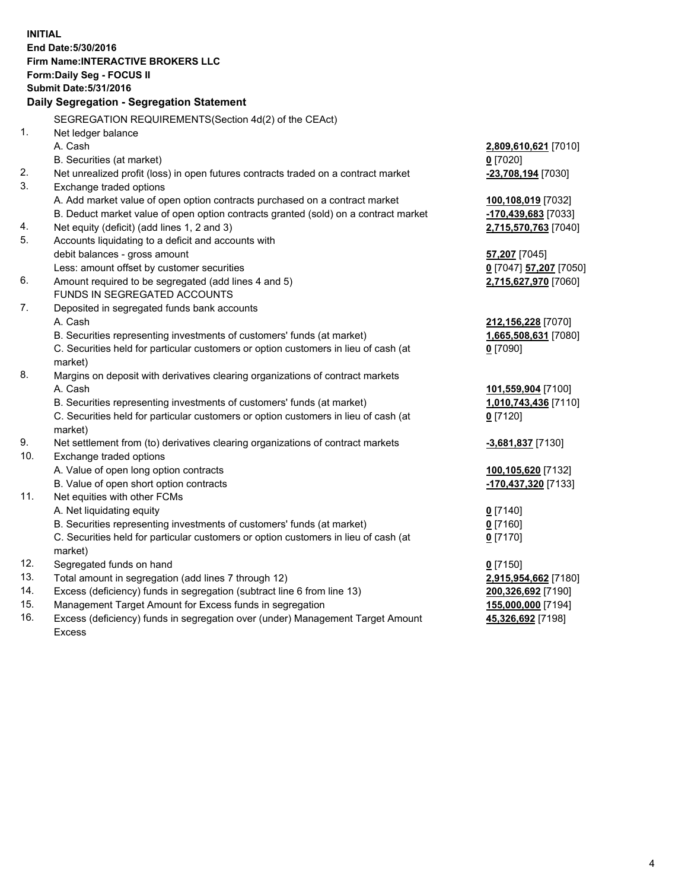**INITIAL**
**End Date:5/30/2016**
**Firm Name:INTERACTIVE BROKERS LLC**
**Form:Daily Seg - FOCUS II**
**Submit Date:5/31/2016**
**Daily Segregation - Segregation Statement**

| | | |
|---|---|---|
| | SEGREGATION REQUIREMENTS(Section 4d(2) of the CEAct) | |
| 1. | Net ledger balance | |
| | A. Cash | **2,809,610,621** [7010] |
| | B. Securities (at market) | **0** [7020] |
| 2. | Net unrealized profit (loss) in open futures contracts traded on a contract market | **-23,708,194** [7030] |
| 3. | Exchange traded options | |
| | A. Add market value of open option contracts purchased on a contract market | **100,108,019** [7032] |
| | B. Deduct market value of open option contracts granted (sold) on a contract market | **-170,439,683** [7033] |
| 4. | Net equity (deficit) (add lines 1, 2 and 3) | **2,715,570,763** [7040] |
| 5. | Accounts liquidating to a deficit and accounts with debit balances - gross amount | **57,207** [7045] |
| | Less: amount offset by customer securities | **0** [7047] **57,207** [7050] |
| 6. | Amount required to be segregated (add lines 4 and 5) | **2,715,627,970** [7060] |
| | FUNDS IN SEGREGATED ACCOUNTS | |
| 7. | Deposited in segregated funds bank accounts | |
| | A. Cash | **212,156,228** [7070] |
| | B. Securities representing investments of customers' funds (at market) | **1,665,508,631** [7080] |
| | C. Securities held for particular customers or option customers in lieu of cash (at market) | **0** [7090] |
| 8. | Margins on deposit with derivatives clearing organizations of contract markets | |
| | A. Cash | **101,559,904** [7100] |
| | B. Securities representing investments of customers' funds (at market) | **1,010,743,436** [7110] |
| | C. Securities held for particular customers or option customers in lieu of cash (at market) | **0** [7120] |
| 9. | Net settlement from (to) derivatives clearing organizations of contract markets | **-3,681,837** [7130] |
| 10. | Exchange traded options | |
| | A. Value of open long option contracts | **100,105,620** [7132] |
| | B. Value of open short option contracts | **-170,437,320** [7133] |
| 11. | Net equities with other FCMs | |
| | A. Net liquidating equity | **0** [7140] |
| | B. Securities representing investments of customers' funds (at market) | **0** [7160] |
| | C. Securities held for particular customers or option customers in lieu of cash (at market) | **0** [7170] |
| 12. | Segregated funds on hand | **0** [7150] |
| 13. | Total amount in segregation (add lines 7 through 12) | **2,915,954,662** [7180] |
| 14. | Excess (deficiency) funds in segregation (subtract line 6 from line 13) | **200,326,692** [7190] |
| 15. | Management Target Amount for Excess funds in segregation | **155,000,000** [7194] |
| 16. | Excess (deficiency) funds in segregation over (under) Management Target Amount Excess | **45,326,692** [7198] |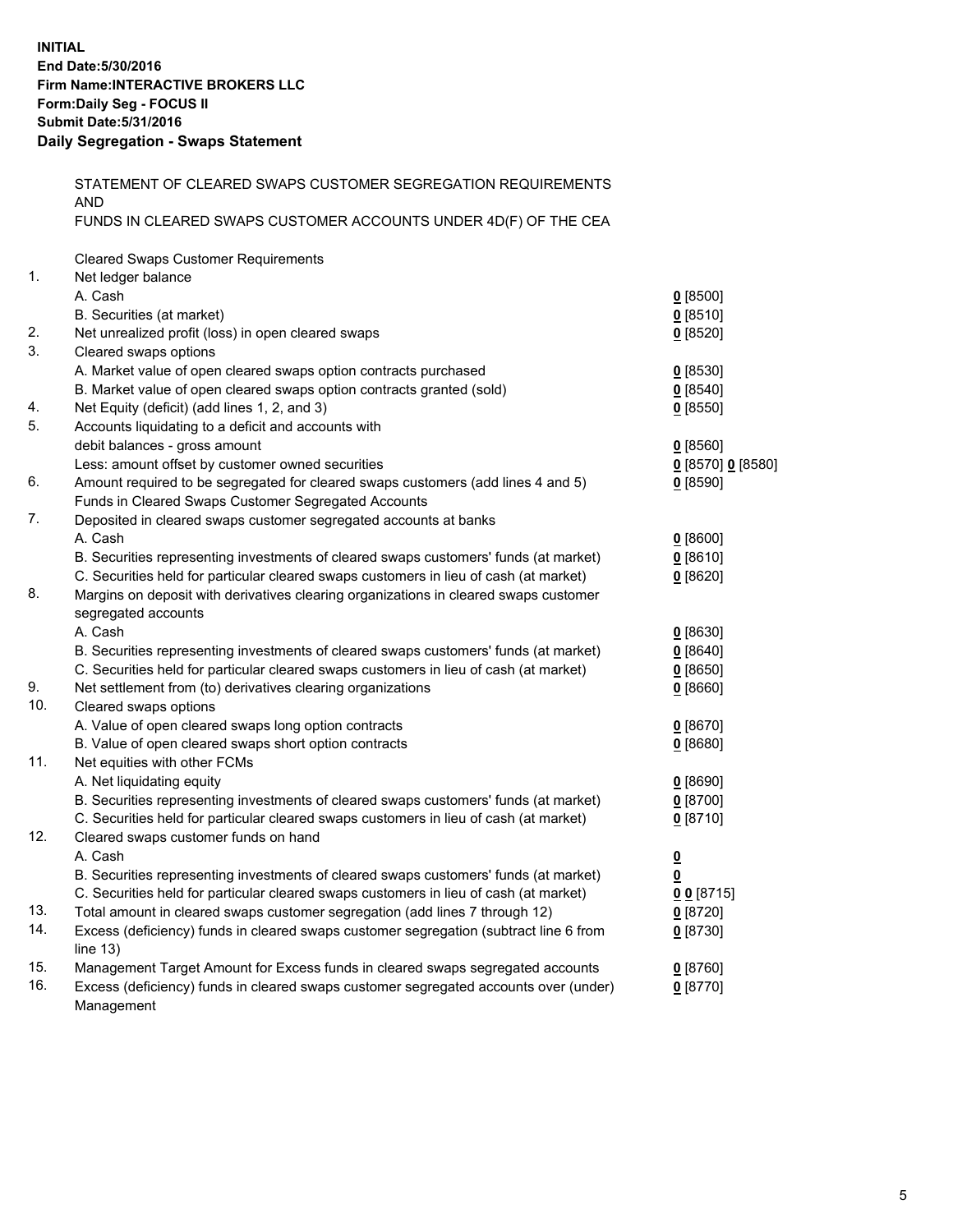**INITIAL**
**End Date:5/30/2016**
**Firm Name:INTERACTIVE BROKERS LLC**
**Form:Daily Seg - FOCUS II**
**Submit Date:5/31/2016**
**Daily Segregation - Swaps Statement**

STATEMENT OF CLEARED SWAPS CUSTOMER SEGREGATION REQUIREMENTS AND FUNDS IN CLEARED SWAPS CUSTOMER ACCOUNTS UNDER 4D(F) OF THE CEA

| | | |
|---|---|---|
| | Cleared Swaps Customer Requirements | |
| 1. | Net ledger balance | |
| | A. Cash | 0 [8500] |
| | B. Securities (at market) | 0 [8510] |
| 2. | Net unrealized profit (loss) in open cleared swaps | 0 [8520] |
| 3. | Cleared swaps options | |
| | A. Market value of open cleared swaps option contracts purchased | 0 [8530] |
| | B. Market value of open cleared swaps option contracts granted (sold) | 0 [8540] |
| 4. | Net Equity (deficit) (add lines 1, 2, and 3) | 0 [8550] |
| 5. | Accounts liquidating to a deficit and accounts with debit balances - gross amount | 0 [8560] |
| | Less: amount offset by customer owned securities | 0 [8570] 0 [8580] |
| 6. | Amount required to be segregated for cleared swaps customers (add lines 4 and 5) | 0 [8590] |
| | Funds in Cleared Swaps Customer Segregated Accounts | |
| 7. | Deposited in cleared swaps customer segregated accounts at banks | |
| | A. Cash | 0 [8600] |
| | B. Securities representing investments of cleared swaps customers' funds (at market) | 0 [8610] |
| | C. Securities held for particular cleared swaps customers in lieu of cash (at market) | 0 [8620] |
| 8. | Margins on deposit with derivatives clearing organizations in cleared swaps customer segregated accounts | |
| | A. Cash | 0 [8630] |
| | B. Securities representing investments of cleared swaps customers' funds (at market) | 0 [8640] |
| | C. Securities held for particular cleared swaps customers in lieu of cash (at market) | 0 [8650] |
| 9. | Net settlement from (to) derivatives clearing organizations | 0 [8660] |
| 10. | Cleared swaps options | |
| | A. Value of open cleared swaps long option contracts | 0 [8670] |
| | B. Value of open cleared swaps short option contracts | 0 [8680] |
| 11. | Net equities with other FCMs | |
| | A. Net liquidating equity | 0 [8690] |
| | B. Securities representing investments of cleared swaps customers' funds (at market) | 0 [8700] |
| | C. Securities held for particular cleared swaps customers in lieu of cash (at market) | 0 [8710] |
| 12. | Cleared swaps customer funds on hand | |
| | A. Cash | 0 |
| | B. Securities representing investments of cleared swaps customers' funds (at market) | 0 |
| | C. Securities held for particular cleared swaps customers in lieu of cash (at market) | 0 0 [8715] |
| 13. | Total amount in cleared swaps customer segregation (add lines 7 through 12) | 0 [8720] |
| 14. | Excess (deficiency) funds in cleared swaps customer segregation (subtract line 6 from line 13) | 0 [8730] |
| 15. | Management Target Amount for Excess funds in cleared swaps segregated accounts | 0 [8760] |
| 16. | Excess (deficiency) funds in cleared swaps customer segregated accounts over (under) Management | 0 [8770] |